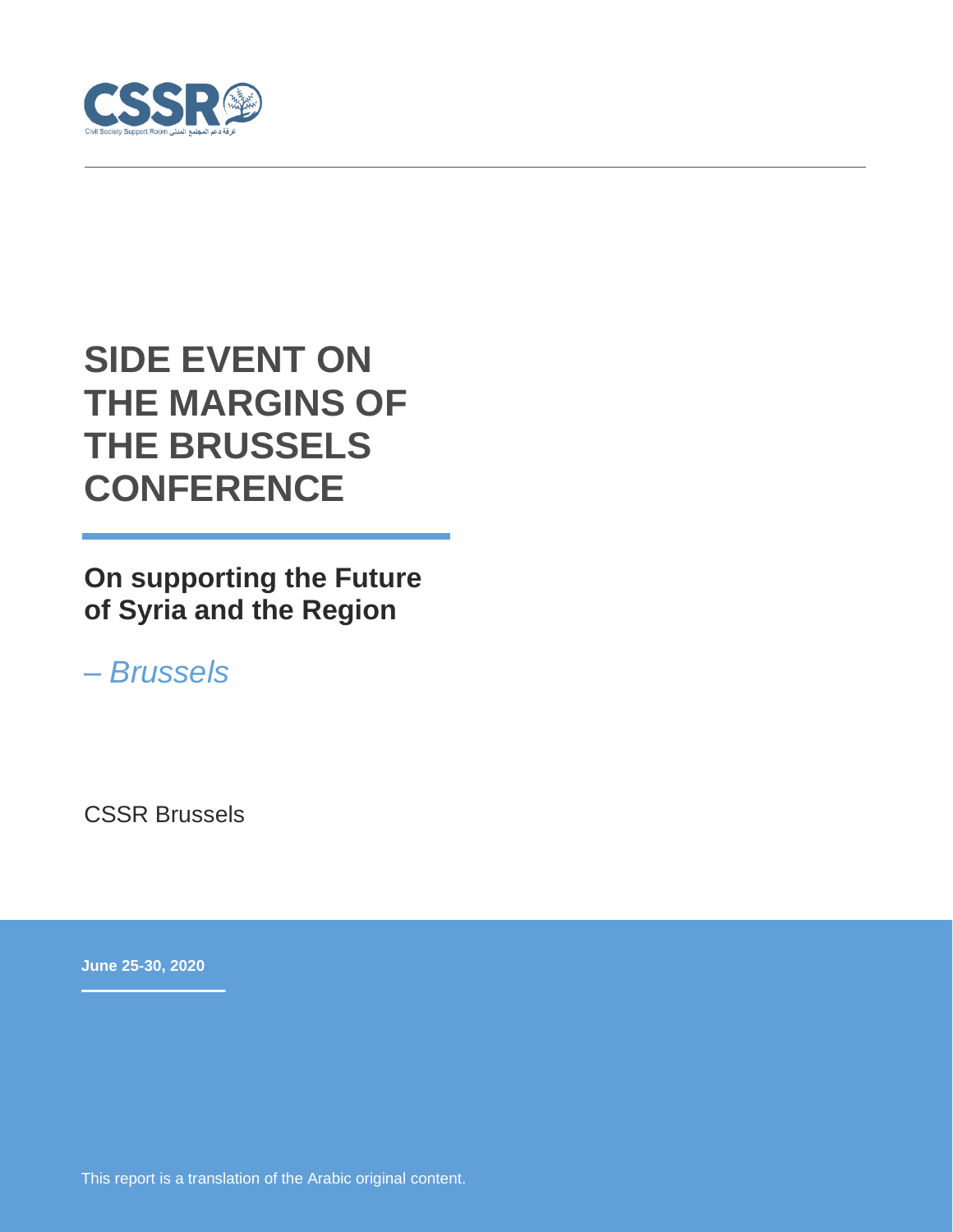CSSR
Civil Society Support Room غرفة دعم المجتمع المدني

# SIDE EVENT ON THE MARGINS OF THE BRUSSELS CONFERENCE

## On supporting the Future of Syria and the Region

*– Brussels*

CSSR Brussels

**June 25-30, 2020**

This report is a translation of the Arabic original content.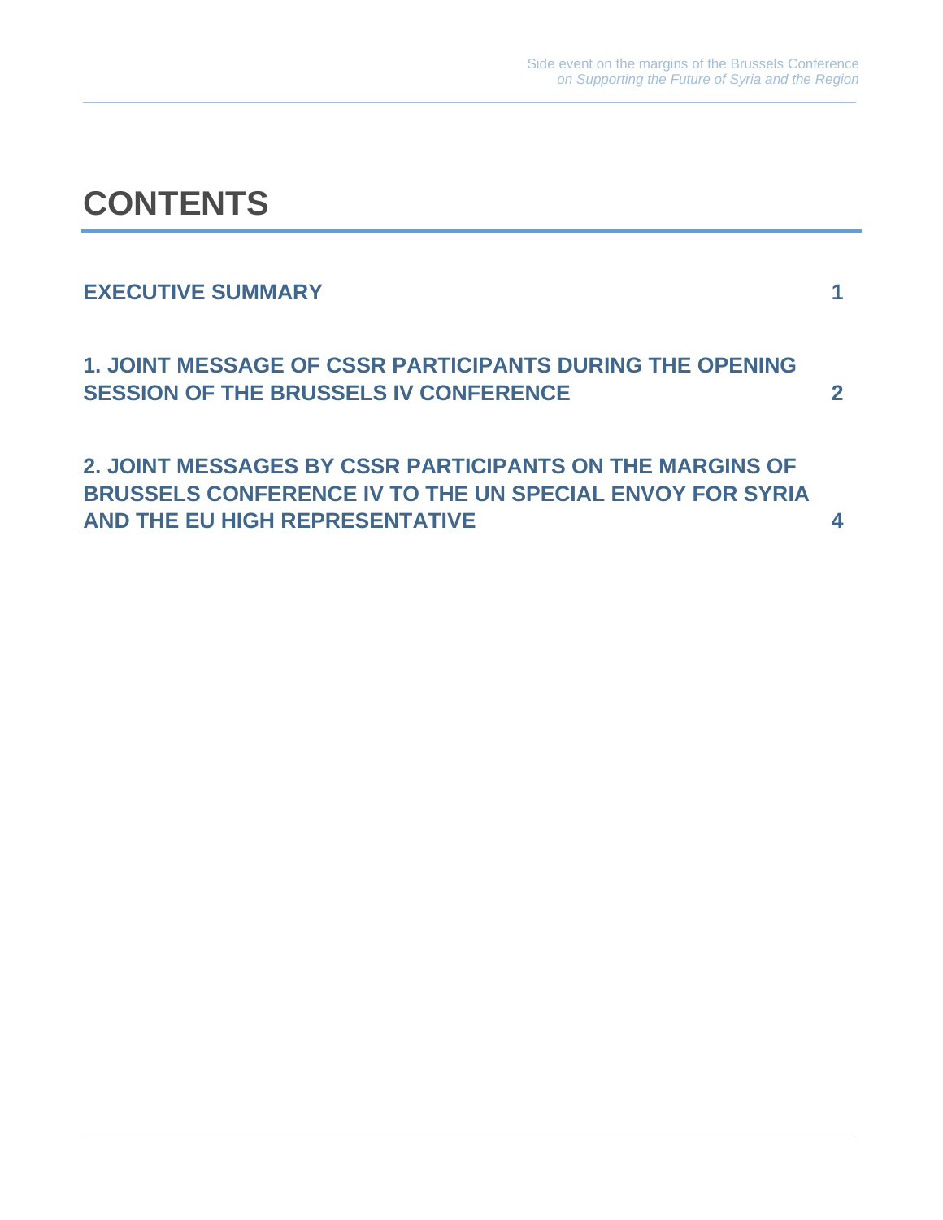# CONTENTS

**EXECUTIVE SUMMARY** 1

**1. JOINT MESSAGE OF CSSR PARTICIPANTS DURING THE OPENING SESSION OF THE BRUSSELS IV CONFERENCE** 2

**2. JOINT MESSAGES BY CSSR PARTICIPANTS ON THE MARGINS OF BRUSSELS CONFERENCE IV TO THE UN SPECIAL ENVOY FOR SYRIA AND THE EU HIGH REPRESENTATIVE** 4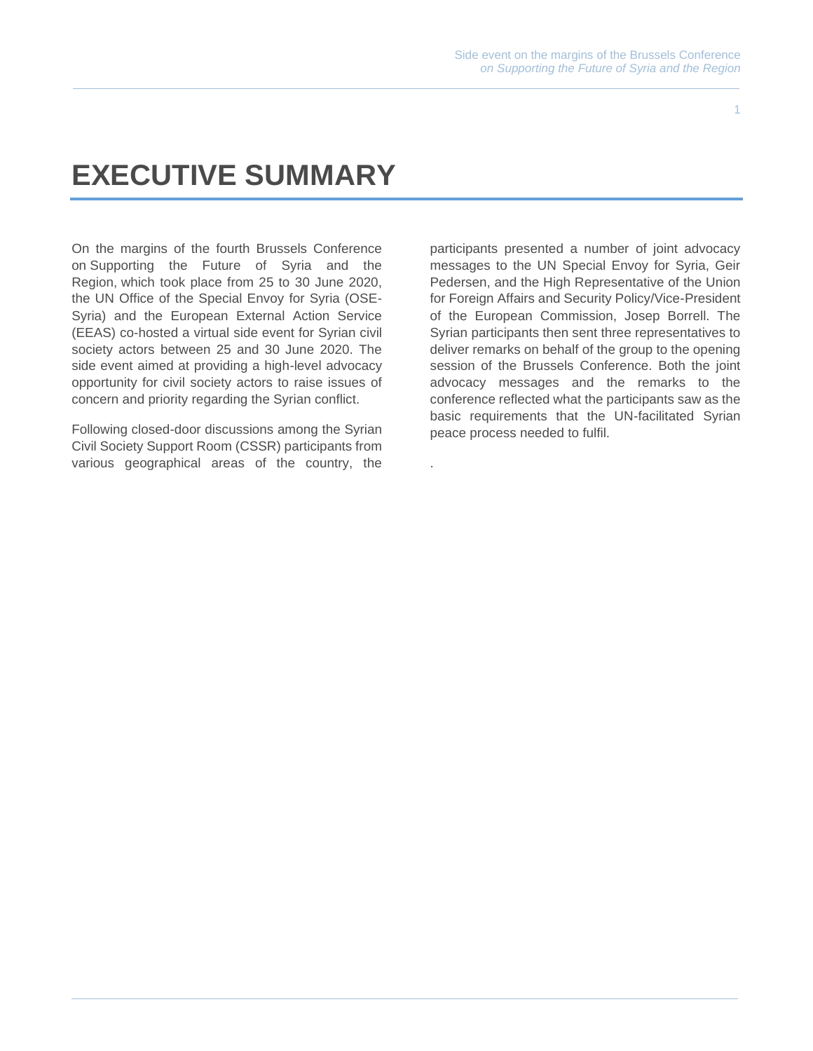# EXECUTIVE SUMMARY

On the margins of the fourth Brussels Conference on Supporting the Future of Syria and the Region, which took place from 25 to 30 June 2020, the UN Office of the Special Envoy for Syria (OSE-Syria) and the European External Action Service (EEAS) co-hosted a virtual side event for Syrian civil society actors between 25 and 30 June 2020. The side event aimed at providing a high-level advocacy opportunity for civil society actors to raise issues of concern and priority regarding the Syrian conflict.

Following closed-door discussions among the Syrian Civil Society Support Room (CSSR) participants from various geographical areas of the country, the participants presented a number of joint advocacy messages to the UN Special Envoy for Syria, Geir Pedersen, and the High Representative of the Union for Foreign Affairs and Security Policy/Vice-President of the European Commission, Josep Borrell. The Syrian participants then sent three representatives to deliver remarks on behalf of the group to the opening session of the Brussels Conference. Both the joint advocacy messages and the remarks to the conference reflected what the participants saw as the basic requirements that the UN-facilitated Syrian peace process needed to fulfil.

.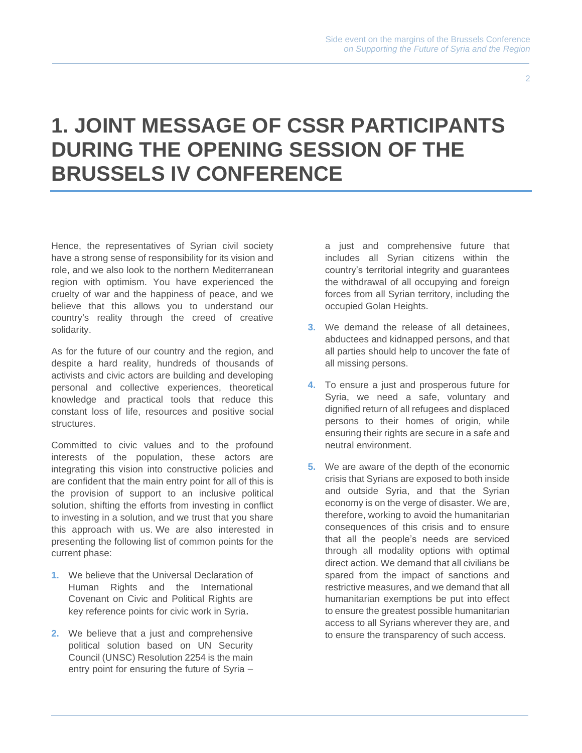# 1. JOINT MESSAGE OF CSSR PARTICIPANTS DURING THE OPENING SESSION OF THE BRUSSELS IV CONFERENCE

Hence, the representatives of Syrian civil society have a strong sense of responsibility for its vision and role, and we also look to the northern Mediterranean region with optimism. You have experienced the cruelty of war and the happiness of peace, and we believe that this allows you to understand our country's reality through the creed of creative solidarity.

As for the future of our country and the region, and despite a hard reality, hundreds of thousands of activists and civic actors are building and developing personal and collective experiences, theoretical knowledge and practical tools that reduce this constant loss of life, resources and positive social structures.

Committed to civic values and to the profound interests of the population, these actors are integrating this vision into constructive policies and are confident that the main entry point for all of this is the provision of support to an inclusive political solution, shifting the efforts from investing in conflict to investing in a solution, and we trust that you share this approach with us. We are also interested in presenting the following list of common points for the current phase:

1. We believe that the Universal Declaration of Human Rights and the International Covenant on Civic and Political Rights are key reference points for civic work in Syria.
2. We believe that a just and comprehensive political solution based on UN Security Council (UNSC) Resolution 2254 is the main entry point for ensuring the future of Syria – a just and comprehensive future that includes all Syrian citizens within the country's territorial integrity and guarantees the withdrawal of all occupying and foreign forces from all Syrian territory, including the occupied Golan Heights.
3. We demand the release of all detainees, abductees and kidnapped persons, and that all parties should help to uncover the fate of all missing persons.
4. To ensure a just and prosperous future for Syria, we need a safe, voluntary and dignified return of all refugees and displaced persons to their homes of origin, while ensuring their rights are secure in a safe and neutral environment.
5. We are aware of the depth of the economic crisis that Syrians are exposed to both inside and outside Syria, and that the Syrian economy is on the verge of disaster. We are, therefore, working to avoid the humanitarian consequences of this crisis and to ensure that all the people's needs are serviced through all modality options with optimal direct action. We demand that all civilians be spared from the impact of sanctions and restrictive measures, and we demand that all humanitarian exemptions be put into effect to ensure the greatest possible humanitarian access to all Syrians wherever they are, and to ensure the transparency of such access.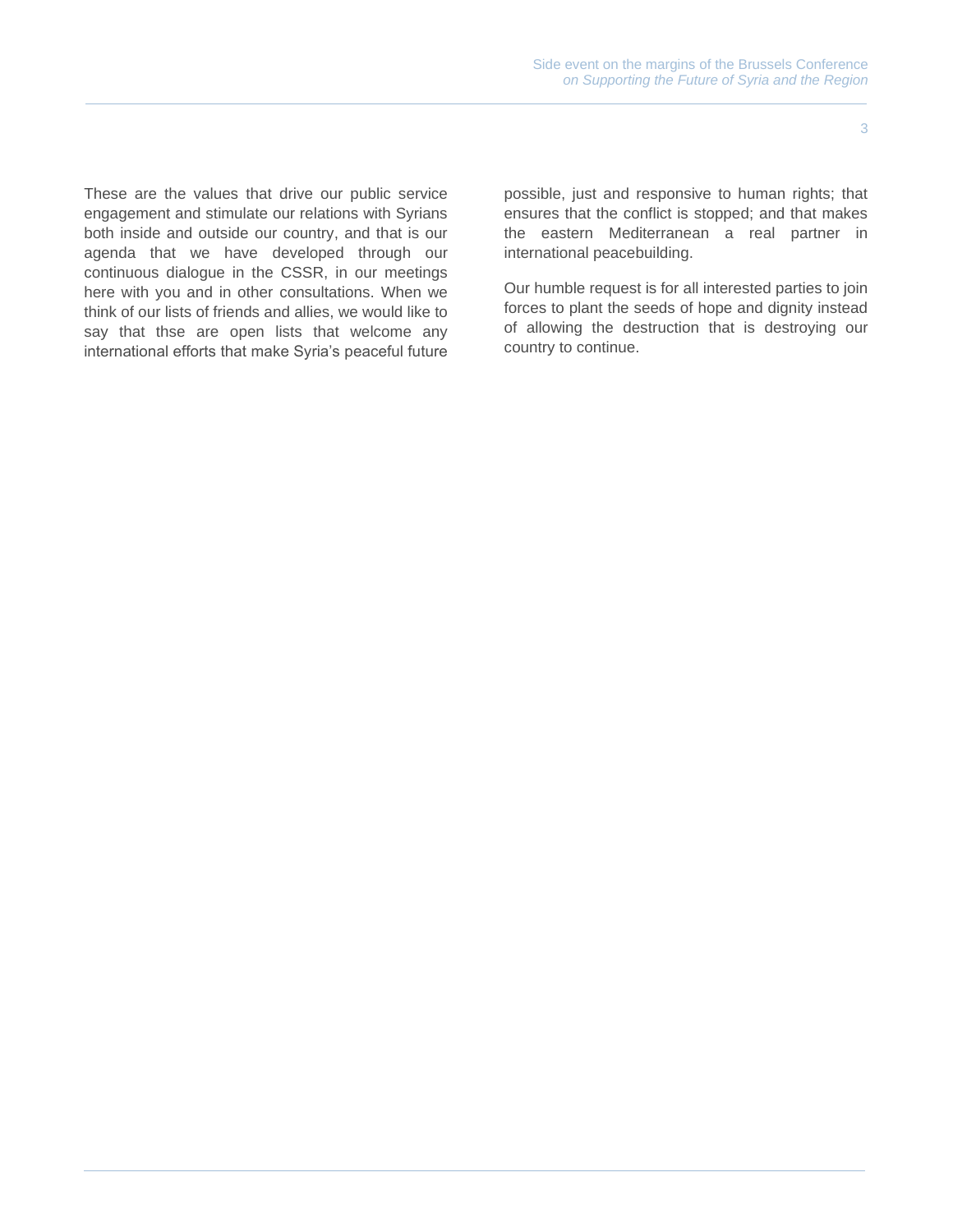These are the values that drive our public service engagement and stimulate our relations with Syrians both inside and outside our country, and that is our agenda that we have developed through our continuous dialogue in the CSSR, in our meetings here with you and in other consultations. When we think of our lists of friends and allies, we would like to say that thse are open lists that welcome any international efforts that make Syria's peaceful future possible, just and responsive to human rights; that ensures that the conflict is stopped; and that makes the eastern Mediterranean a real partner in international peacebuilding.

Our humble request is for all interested parties to join forces to plant the seeds of hope and dignity instead of allowing the destruction that is destroying our country to continue.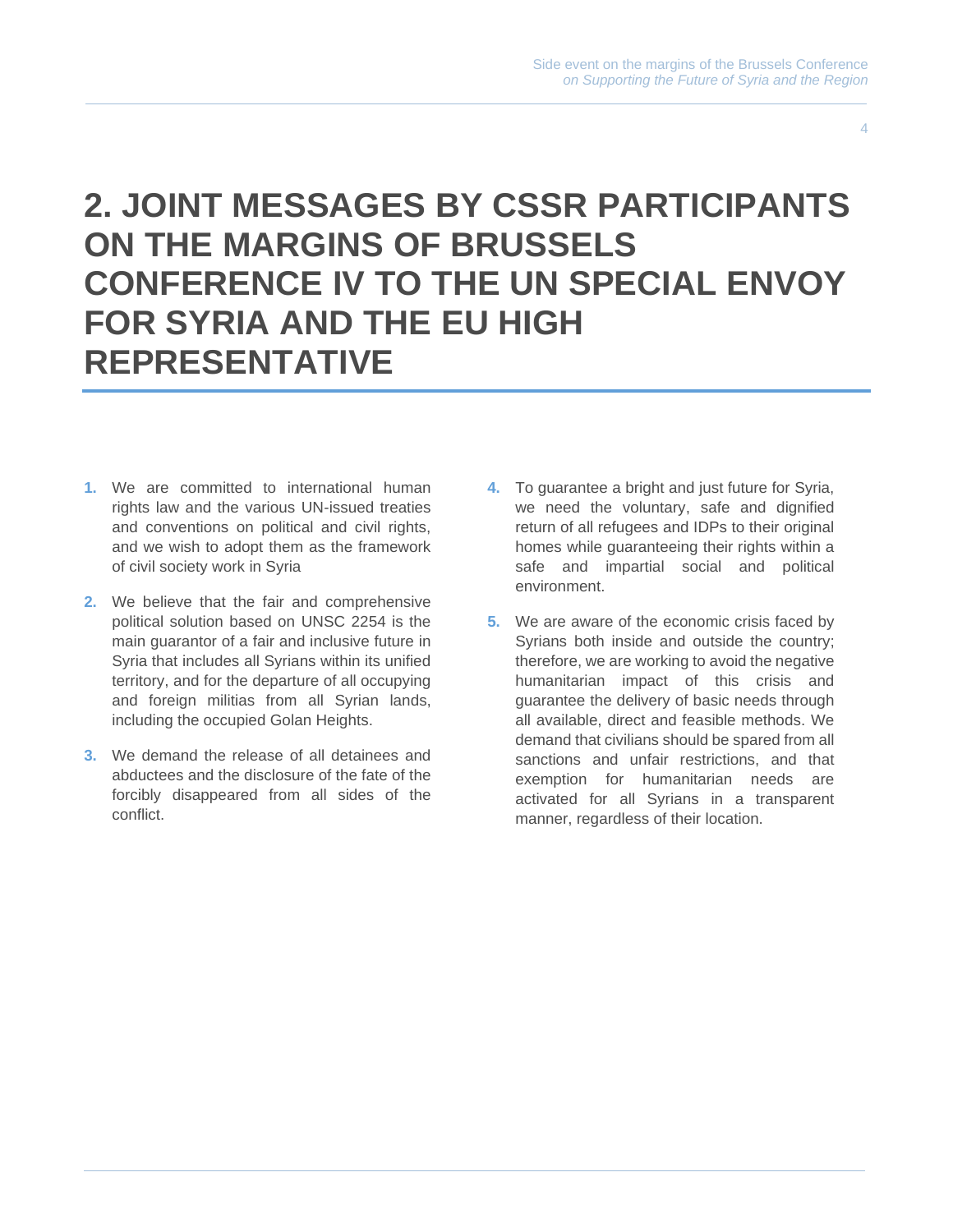## 2. JOINT MESSAGES BY CSSR PARTICIPANTS ON THE MARGINS OF BRUSSELS CONFERENCE IV TO THE UN SPECIAL ENVOY FOR SYRIA AND THE EU HIGH REPRESENTATIVE

1. We are committed to international human rights law and the various UN-issued treaties and conventions on political and civil rights, and we wish to adopt them as the framework of civil society work in Syria
2. We believe that the fair and comprehensive political solution based on UNSC 2254 is the main guarantor of a fair and inclusive future in Syria that includes all Syrians within its unified territory, and for the departure of all occupying and foreign militias from all Syrian lands, including the occupied Golan Heights.
3. We demand the release of all detainees and abductees and the disclosure of the fate of the forcibly disappeared from all sides of the conflict.
4. To guarantee a bright and just future for Syria, we need the voluntary, safe and dignified return of all refugees and IDPs to their original homes while guaranteeing their rights within a safe and impartial social and political environment.
5. We are aware of the economic crisis faced by Syrians both inside and outside the country; therefore, we are working to avoid the negative humanitarian impact of this crisis and guarantee the delivery of basic needs through all available, direct and feasible methods. We demand that civilians should be spared from all sanctions and unfair restrictions, and that exemption for humanitarian needs are activated for all Syrians in a transparent manner, regardless of their location.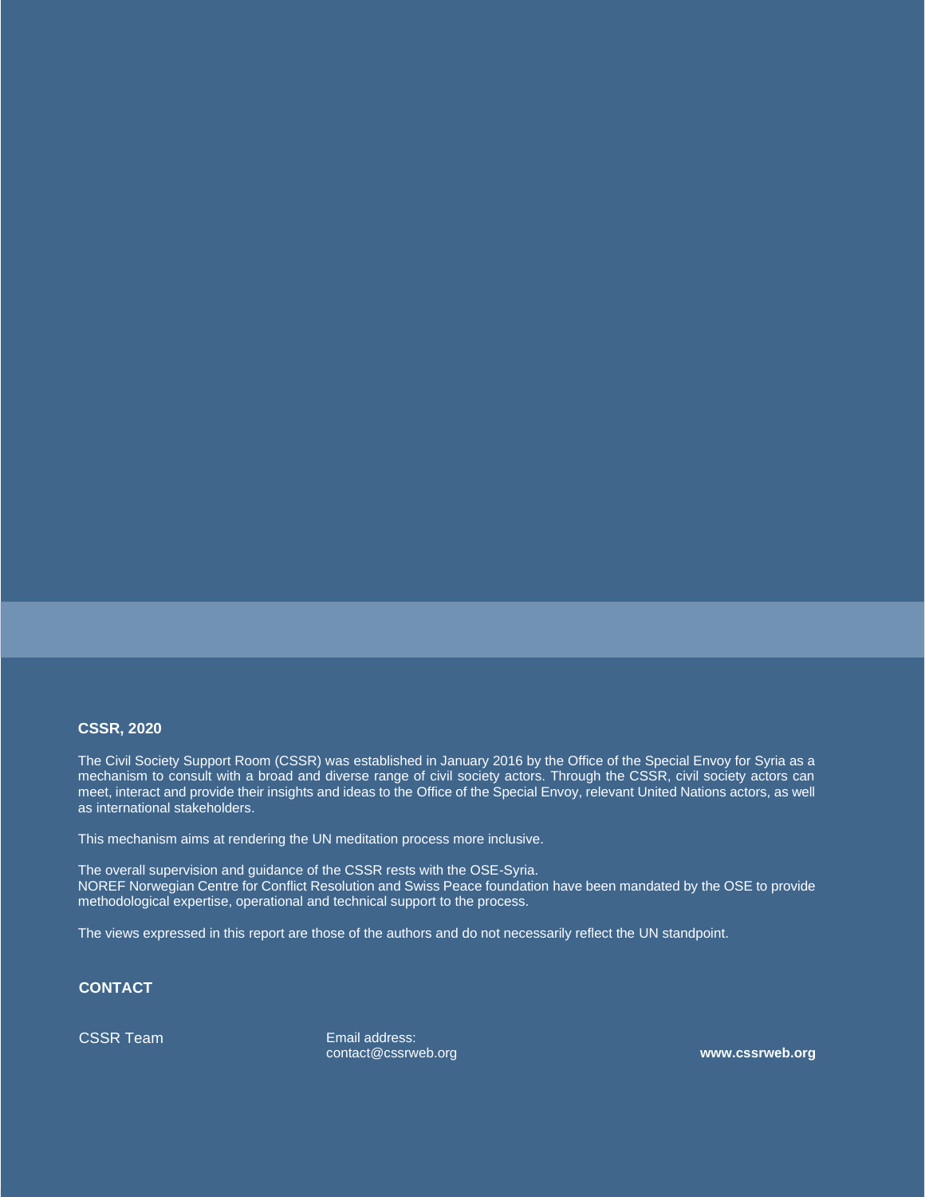**CSSR, 2020**

The Civil Society Support Room (CSSR) was established in January 2016 by the Office of the Special Envoy for Syria as a mechanism to consult with a broad and diverse range of civil society actors. Through the CSSR, civil society actors can meet, interact and provide their insights and ideas to the Office of the Special Envoy, relevant United Nations actors, as well as international stakeholders.

This mechanism aims at rendering the UN meditation process more inclusive.

The overall supervision and guidance of the CSSR rests with the OSE-Syria.
NOREF Norwegian Centre for Conflict Resolution and Swiss Peace foundation have been mandated by the OSE to provide methodological expertise, operational and technical support to the process.

The views expressed in this report are those of the authors and do not necessarily reflect the UN standpoint.

**CONTACT**

CSSR Team

Email address:
contact@cssrweb.org

**www.cssrweb.org**